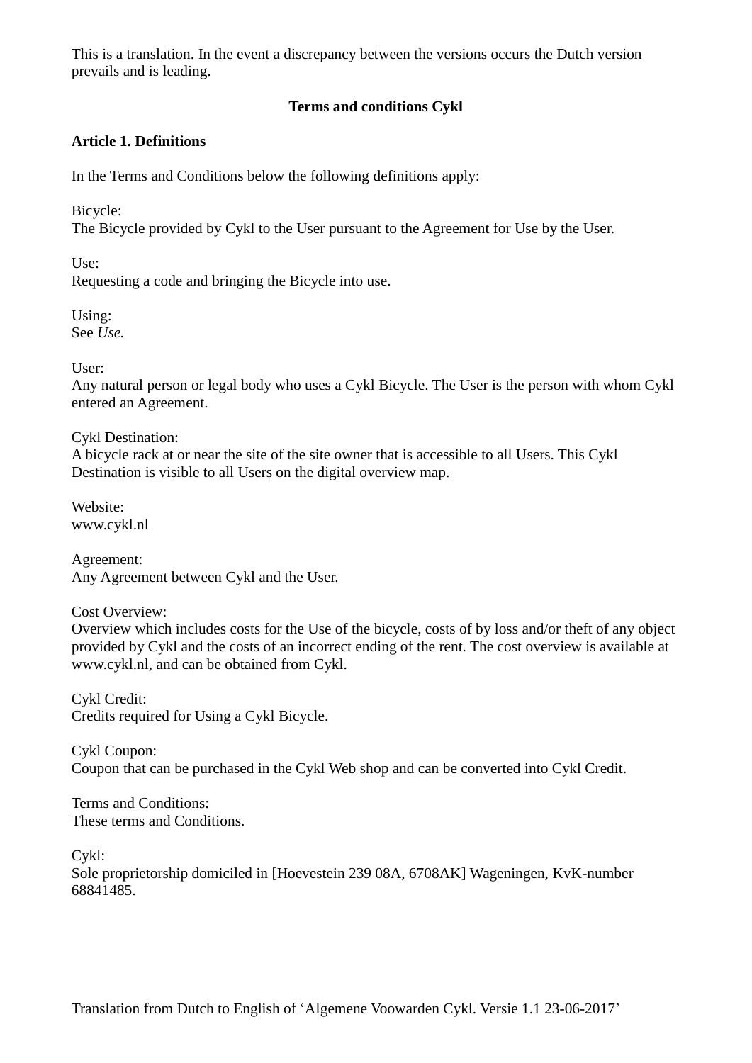This is a translation. In the event a discrepancy between the versions occurs the Dutch version prevails and is leading.

# Terms and conditions Cykl

## Article 1. Definitions

In the Terms and Conditions below the following definitions apply:

Bicycle:
The Bicycle provided by Cykl to the User pursuant to the Agreement for Use by the User.

Use:
Requesting a code and bringing the Bicycle into use.

Using:
See *Use.*

User:
Any natural person or legal body who uses a Cykl Bicycle. The User is the person with whom Cykl entered an Agreement.

Cykl Destination:
A bicycle rack at or near the site of the site owner that is accessible to all Users. This Cykl Destination is visible to all Users on the digital overview map.

Website:
www.cykl.nl

Agreement:
Any Agreement between Cykl and the User.

Cost Overview:
Overview which includes costs for the Use of the bicycle, costs of by loss and/or theft of any object provided by Cykl and the costs of an incorrect ending of the rent. The cost overview is available at www.cykl.nl, and can be obtained from Cykl.

Cykl Credit:
Credits required for Using a Cykl Bicycle.

Cykl Coupon:
Coupon that can be purchased in the Cykl Web shop and can be converted into Cykl Credit.

Terms and Conditions:
These terms and Conditions.

Cykl:
Sole proprietorship domiciled in [Hoevestein 239 08A, 6708AK] Wageningen, KvK-number 68841485.

Translation from Dutch to English of 'Algemene Voowarden Cykl. Versie 1.1 23-06-2017'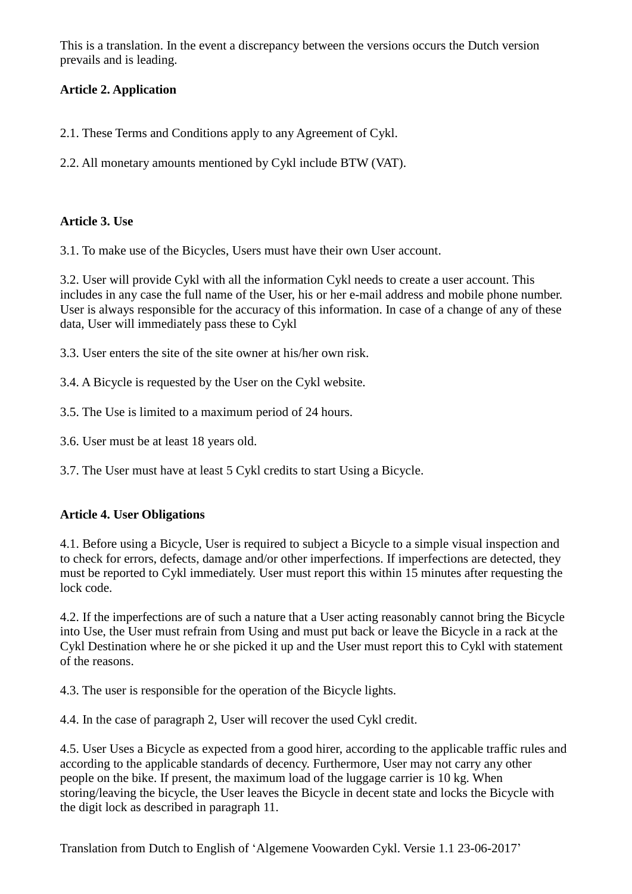This is a translation. In the event a discrepancy between the versions occurs the Dutch version prevails and is leading.

**Article 2. Application**

2.1. These Terms and Conditions apply to any Agreement of Cykl.

2.2. All monetary amounts mentioned by Cykl include BTW (VAT).

**Article 3. Use**

3.1. To make use of the Bicycles, Users must have their own User account.

3.2. User will provide Cykl with all the information Cykl needs to create a user account. This includes in any case the full name of the User, his or her e-mail address and mobile phone number. User is always responsible for the accuracy of this information. In case of a change of any of these data, User will immediately pass these to Cykl

3.3. User enters the site of the site owner at his/her own risk.

3.4. A Bicycle is requested by the User on the Cykl website.

3.5. The Use is limited to a maximum period of 24 hours.

3.6. User must be at least 18 years old.

3.7. The User must have at least 5 Cykl credits to start Using a Bicycle.

**Article 4. User Obligations**

4.1. Before using a Bicycle, User is required to subject a Bicycle to a simple visual inspection and to check for errors, defects, damage and/or other imperfections. If imperfections are detected, they must be reported to Cykl immediately. User must report this within 15 minutes after requesting the lock code.

4.2. If the imperfections are of such a nature that a User acting reasonably cannot bring the Bicycle into Use, the User must refrain from Using and must put back or leave the Bicycle in a rack at the Cykl Destination where he or she picked it up and the User must report this to Cykl with statement of the reasons.

4.3. The user is responsible for the operation of the Bicycle lights.

4.4. In the case of paragraph 2, User will recover the used Cykl credit.

4.5. User Uses a Bicycle as expected from a good hirer, according to the applicable traffic rules and according to the applicable standards of decency. Furthermore, User may not carry any other people on the bike. If present, the maximum load of the luggage carrier is 10 kg. When storing/leaving the bicycle, the User leaves the Bicycle in decent state and locks the Bicycle with the digit lock as described in paragraph 11.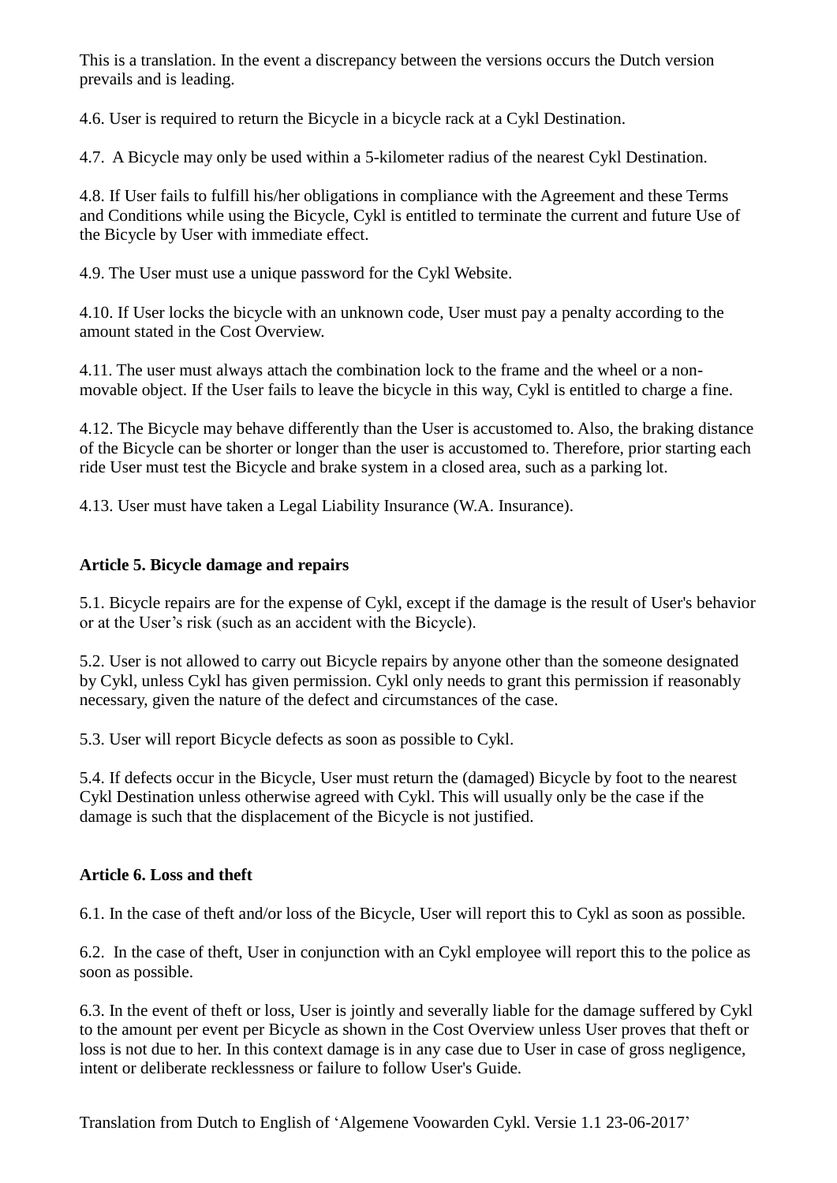This is a translation. In the event a discrepancy between the versions occurs the Dutch version prevails and is leading.

4.6. User is required to return the Bicycle in a bicycle rack at a Cykl Destination.

4.7. A Bicycle may only be used within a 5-kilometer radius of the nearest Cykl Destination.

4.8. If User fails to fulfill his/her obligations in compliance with the Agreement and these Terms and Conditions while using the Bicycle, Cykl is entitled to terminate the current and future Use of the Bicycle by User with immediate effect.

4.9. The User must use a unique password for the Cykl Website.

4.10. If User locks the bicycle with an unknown code, User must pay a penalty according to the amount stated in the Cost Overview.

4.11. The user must always attach the combination lock to the frame and the wheel or a non-movable object. If the User fails to leave the bicycle in this way, Cykl is entitled to charge a fine.

4.12. The Bicycle may behave differently than the User is accustomed to. Also, the braking distance of the Bicycle can be shorter or longer than the user is accustomed to. Therefore, prior starting each ride User must test the Bicycle and brake system in a closed area, such as a parking lot.

4.13. User must have taken a Legal Liability Insurance (W.A. Insurance).

**Article 5. Bicycle damage and repairs**

5.1. Bicycle repairs are for the expense of Cykl, except if the damage is the result of User's behavior or at the User's risk (such as an accident with the Bicycle).

5.2. User is not allowed to carry out Bicycle repairs by anyone other than the someone designated by Cykl, unless Cykl has given permission. Cykl only needs to grant this permission if reasonably necessary, given the nature of the defect and circumstances of the case.

5.3. User will report Bicycle defects as soon as possible to Cykl.

5.4. If defects occur in the Bicycle, User must return the (damaged) Bicycle by foot to the nearest Cykl Destination unless otherwise agreed with Cykl. This will usually only be the case if the damage is such that the displacement of the Bicycle is not justified.

**Article 6. Loss and theft**

6.1. In the case of theft and/or loss of the Bicycle, User will report this to Cykl as soon as possible.

6.2. In the case of theft, User in conjunction with an Cykl employee will report this to the police as soon as possible.

6.3. In the event of theft or loss, User is jointly and severally liable for the damage suffered by Cykl to the amount per event per Bicycle as shown in the Cost Overview unless User proves that theft or loss is not due to her. In this context damage is in any case due to User in case of gross negligence, intent or deliberate recklessness or failure to follow User's Guide.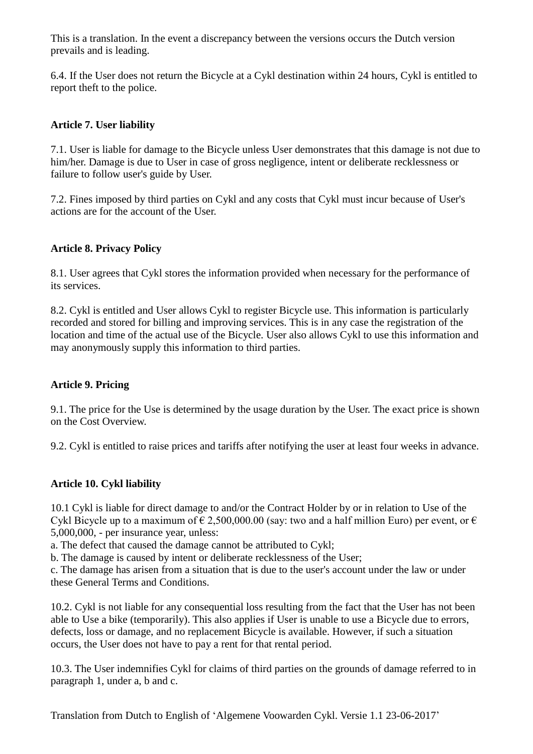This is a translation. In the event a discrepancy between the versions occurs the Dutch version prevails and is leading.

6.4. If the User does not return the Bicycle at a Cykl destination within 24 hours, Cykl is entitled to report theft to the police.

**Article 7. User liability**

7.1. User is liable for damage to the Bicycle unless User demonstrates that this damage is not due to him/her. Damage is due to User in case of gross negligence, intent or deliberate recklessness or failure to follow user's guide by User.

7.2. Fines imposed by third parties on Cykl and any costs that Cykl must incur because of User's actions are for the account of the User.

**Article 8. Privacy Policy**

8.1. User agrees that Cykl stores the information provided when necessary for the performance of its services.

8.2. Cykl is entitled and User allows Cykl to register Bicycle use. This information is particularly recorded and stored for billing and improving services. This is in any case the registration of the location and time of the actual use of the Bicycle. User also allows Cykl to use this information and may anonymously supply this information to third parties.

**Article 9. Pricing**

9.1. The price for the Use is determined by the usage duration by the User. The exact price is shown on the Cost Overview.

9.2. Cykl is entitled to raise prices and tariffs after notifying the user at least four weeks in advance.

**Article 10. Cykl liability**

10.1 Cykl is liable for direct damage to and/or the Contract Holder by or in relation to Use of the Cykl Bicycle up to a maximum of € 2,500,000.00 (say: two and a half million Euro) per event, or € 5,000,000, - per insurance year, unless:
a. The defect that caused the damage cannot be attributed to Cykl;
b. The damage is caused by intent or deliberate recklessness of the User;
c. The damage has arisen from a situation that is due to the user's account under the law or under these General Terms and Conditions.

10.2. Cykl is not liable for any consequential loss resulting from the fact that the User has not been able to Use a bike (temporarily). This also applies if User is unable to use a Bicycle due to errors, defects, loss or damage, and no replacement Bicycle is available. However, if such a situation occurs, the User does not have to pay a rent for that rental period.

10.3. The User indemnifies Cykl for claims of third parties on the grounds of damage referred to in paragraph 1, under a, b and c.

Translation from Dutch to English of 'Algemene Voowarden Cykl. Versie 1.1 23-06-2017'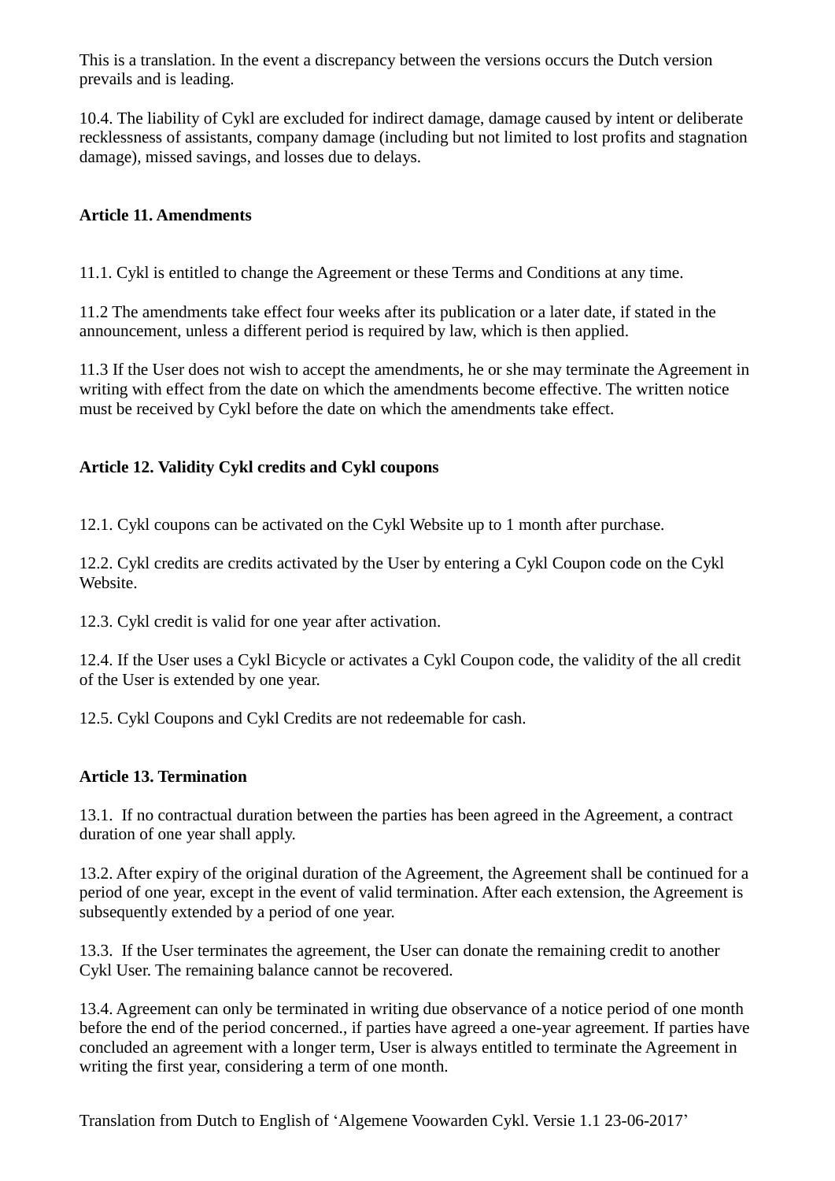This is a translation. In the event a discrepancy between the versions occurs the Dutch version prevails and is leading.

10.4. The liability of Cykl are excluded for indirect damage, damage caused by intent or deliberate recklessness of assistants, company damage (including but not limited to lost profits and stagnation damage), missed savings, and losses due to delays.

**Article 11. Amendments**

11.1. Cykl is entitled to change the Agreement or these Terms and Conditions at any time.

11.2 The amendments take effect four weeks after its publication or a later date, if stated in the announcement, unless a different period is required by law, which is then applied.

11.3 If the User does not wish to accept the amendments, he or she may terminate the Agreement in writing with effect from the date on which the amendments become effective. The written notice must be received by Cykl before the date on which the amendments take effect.

**Article 12. Validity Cykl credits and Cykl coupons**

12.1. Cykl coupons can be activated on the Cykl Website up to 1 month after purchase.

12.2. Cykl credits are credits activated by the User by entering a Cykl Coupon code on the Cykl Website.

12.3. Cykl credit is valid for one year after activation.

12.4. If the User uses a Cykl Bicycle or activates a Cykl Coupon code, the validity of the all credit of the User is extended by one year.

12.5. Cykl Coupons and Cykl Credits are not redeemable for cash.

**Article 13. Termination**

13.1. If no contractual duration between the parties has been agreed in the Agreement, a contract duration of one year shall apply.

13.2. After expiry of the original duration of the Agreement, the Agreement shall be continued for a period of one year, except in the event of valid termination. After each extension, the Agreement is subsequently extended by a period of one year.

13.3. If the User terminates the agreement, the User can donate the remaining credit to another Cykl User. The remaining balance cannot be recovered.

13.4. Agreement can only be terminated in writing due observance of a notice period of one month before the end of the period concerned., if parties have agreed a one-year agreement. If parties have concluded an agreement with a longer term, User is always entitled to terminate the Agreement in writing the first year, considering a term of one month.

Translation from Dutch to English of 'Algemene Voowarden Cykl. Versie 1.1 23-06-2017'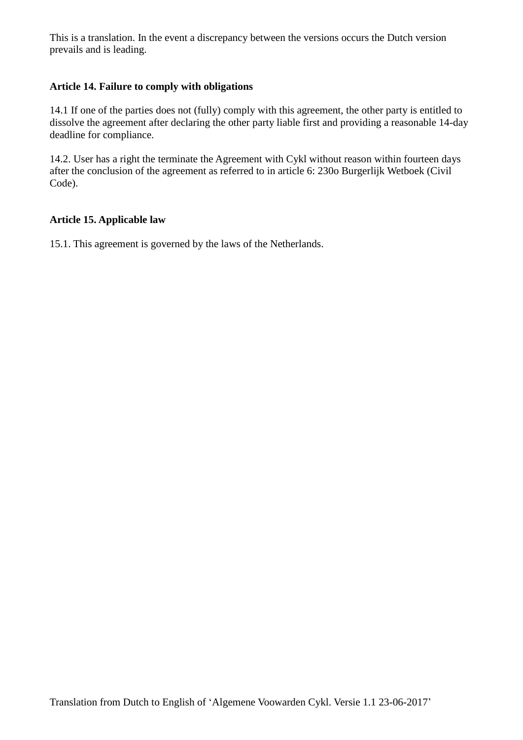**Article 14. Failure to comply with obligations**

14.1 If one of the parties does not (fully) comply with this agreement, the other party is entitled to dissolve the agreement after declaring the other party liable first and providing a reasonable 14-day deadline for compliance.

14.2. User has a right the terminate the Agreement with Cykl without reason within fourteen days after the conclusion of the agreement as referred to in article 6: 230o Burgerlijk Wetboek (Civil Code).

**Article 15. Applicable law**

15.1. This agreement is governed by the laws of the Netherlands.